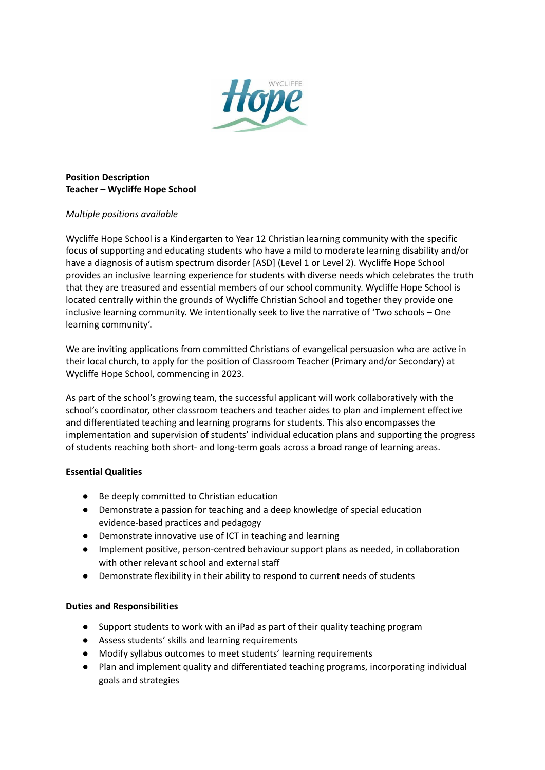**Position Description**
**Teacher – Wycliffe Hope School**

*Multiple positions available*

Wycliffe Hope School is a Kindergarten to Year 12 Christian learning community with the specific focus of supporting and educating students who have a mild to moderate learning disability and/or have a diagnosis of autism spectrum disorder [ASD] (Level 1 or Level 2). Wycliffe Hope School provides an inclusive learning experience for students with diverse needs which celebrates the truth that they are treasured and essential members of our school community. Wycliffe Hope School is located centrally within the grounds of Wycliffe Christian School and together they provide one inclusive learning community. We intentionally seek to live the narrative of 'Two schools – One learning community'.

We are inviting applications from committed Christians of evangelical persuasion who are active in their local church, to apply for the position of Classroom Teacher (Primary and/or Secondary) at Wycliffe Hope School, commencing in 2023.

As part of the school's growing team, the successful applicant will work collaboratively with the school's coordinator, other classroom teachers and teacher aides to plan and implement effective and differentiated teaching and learning programs for students. This also encompasses the implementation and supervision of students' individual education plans and supporting the progress of students reaching both short- and long-term goals across a broad range of learning areas.

**Essential Qualities**

- Be deeply committed to Christian education
- Demonstrate a passion for teaching and a deep knowledge of special education evidence-based practices and pedagogy
- Demonstrate innovative use of ICT in teaching and learning
- Implement positive, person-centred behaviour support plans as needed, in collaboration with other relevant school and external staff
- Demonstrate flexibility in their ability to respond to current needs of students

**Duties and Responsibilities**

- Support students to work with an iPad as part of their quality teaching program
- Assess students' skills and learning requirements
- Modify syllabus outcomes to meet students' learning requirements
- Plan and implement quality and differentiated teaching programs, incorporating individual goals and strategies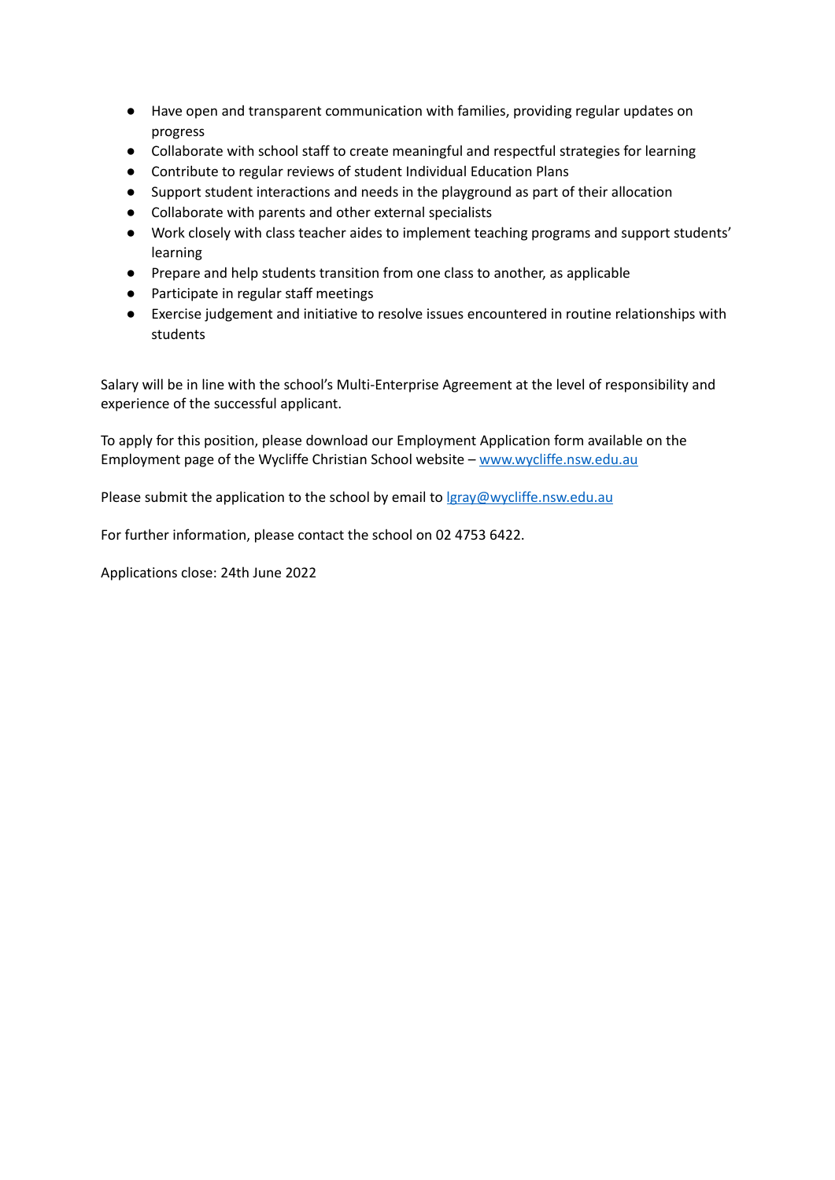- Have open and transparent communication with families, providing regular updates on progress
- Collaborate with school staff to create meaningful and respectful strategies for learning
- Contribute to regular reviews of student Individual Education Plans
- Support student interactions and needs in the playground as part of their allocation
- Collaborate with parents and other external specialists
- Work closely with class teacher aides to implement teaching programs and support students' learning
- Prepare and help students transition from one class to another, as applicable
- Participate in regular staff meetings
- Exercise judgement and initiative to resolve issues encountered in routine relationships with students

Salary will be in line with the school's Multi-Enterprise Agreement at the level of responsibility and experience of the successful applicant.

To apply for this position, please download our Employment Application form available on the Employment page of the Wycliffe Christian School website – [www.wycliffe.nsw.edu.au](http://www.wycliffe.nsw.edu.au)

Please submit the application to the school by email to [lgray@wycliffe.nsw.edu.au](mailto:lgray@wycliffe.nsw.edu.au)

For further information, please contact the school on 02 4753 6422.

Applications close: 24th June 2022